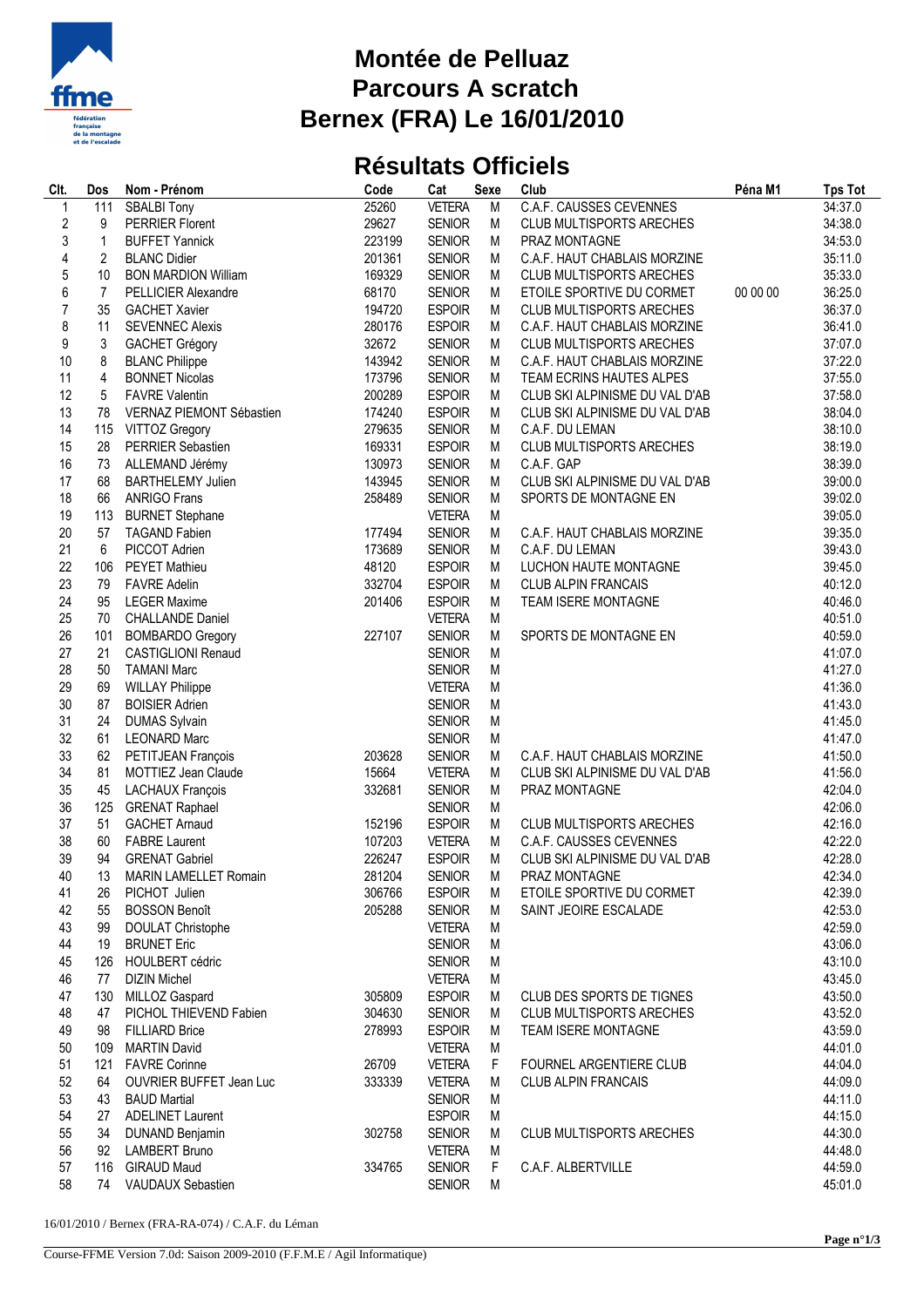# Montée de Pelluaz
# Parcours A scratch
# Bernex (FRA) Le 16/01/2010

## Résultats Officiels

| Clt. | Dos | Nom - Prénom | Code | Cat | Sexe | Club | Péna M1 | Tps Tot |
|---|---|---|---|---|---|---|---|---|
| 1 | 111 | SBALBI Tony | 25260 | VETERA | M | C.A.F. CAUSSES CEVENNES | | 34:37.0 |
| 2 | 9 | PERRIER Florent | 29627 | SENIOR | M | CLUB MULTISPORTS ARECHES | | 34:38.0 |
| 3 | 1 | BUFFET Yannick | 223199 | SENIOR | M | PRAZ MONTAGNE | | 34:53.0 |
| 4 | 2 | BLANC Didier | 201361 | SENIOR | M | C.A.F. HAUT CHABLAIS MORZINE | | 35:11.0 |
| 5 | 10 | BON MARDION William | 169329 | SENIOR | M | CLUB MULTISPORTS ARECHES | | 35:33.0 |
| 6 | 7 | PELLICIER Alexandre | 68170 | SENIOR | M | ETOILE SPORTIVE DU CORMET | 00 00 00 | 36:25.0 |
| 7 | 35 | GACHET Xavier | 194720 | ESPOIR | M | CLUB MULTISPORTS ARECHES | | 36:37.0 |
| 8 | 11 | SEVENNEC Alexis | 280176 | ESPOIR | M | C.A.F. HAUT CHABLAIS MORZINE | | 36:41.0 |
| 9 | 3 | GACHET Grégory | 32672 | SENIOR | M | CLUB MULTISPORTS ARECHES | | 37:07.0 |
| 10 | 8 | BLANC Philippe | 143942 | SENIOR | M | C.A.F. HAUT CHABLAIS MORZINE | | 37:22.0 |
| 11 | 4 | BONNET Nicolas | 173796 | SENIOR | M | TEAM ECRINS HAUTES ALPES | | 37:55.0 |
| 12 | 5 | FAVRE Valentin | 200289 | ESPOIR | M | CLUB SKI ALPINISME DU VAL D'AB | | 37:58.0 |
| 13 | 78 | VERNAZ PIEMONT Sébastien | 174240 | ESPOIR | M | CLUB SKI ALPINISME DU VAL D'AB | | 38:04.0 |
| 14 | 115 | VITTOZ Gregory | 279635 | SENIOR | M | C.A.F. DU LEMAN | | 38:10.0 |
| 15 | 28 | PERRIER Sebastien | 169331 | ESPOIR | M | CLUB MULTISPORTS ARECHES | | 38:19.0 |
| 16 | 73 | ALLEMAND Jérémy | 130973 | SENIOR | M | C.A.F. GAP | | 38:39.0 |
| 17 | 68 | BARTHELEMY Julien | 143945 | SENIOR | M | CLUB SKI ALPINISME DU VAL D'AB | | 39:00.0 |
| 18 | 66 | ANRIGO Frans | 258489 | SENIOR | M | SPORTS DE MONTAGNE EN | | 39:02.0 |
| 19 | 113 | BURNET Stephane | | VETERA | M | | | 39:05.0 |
| 20 | 57 | TAGAND Fabien | 177494 | SENIOR | M | C.A.F. HAUT CHABLAIS MORZINE | | 39:35.0 |
| 21 | 6 | PICCOT Adrien | 173689 | SENIOR | M | C.A.F. DU LEMAN | | 39:43.0 |
| 22 | 106 | PEYET Mathieu | 48120 | ESPOIR | M | LUCHON HAUTE MONTAGNE | | 39:45.0 |
| 23 | 79 | FAVRE Adelin | 332704 | ESPOIR | M | CLUB ALPIN FRANCAIS | | 40:12.0 |
| 24 | 95 | LEGER Maxime | 201406 | ESPOIR | M | TEAM ISERE MONTAGNE | | 40:46.0 |
| 25 | 70 | CHALLANDE Daniel | | VETERA | M | | | 40:51.0 |
| 26 | 101 | BOMBARDO Gregory | 227107 | SENIOR | M | SPORTS DE MONTAGNE EN | | 40:59.0 |
| 27 | 21 | CASTIGLIONI Renaud | | SENIOR | M | | | 41:07.0 |
| 28 | 50 | TAMANI Marc | | SENIOR | M | | | 41:27.0 |
| 29 | 69 | WILLAY Philippe | | VETERA | M | | | 41:36.0 |
| 30 | 87 | BOISIER Adrien | | SENIOR | M | | | 41:43.0 |
| 31 | 24 | DUMAS Sylvain | | SENIOR | M | | | 41:45.0 |
| 32 | 61 | LEONARD Marc | | SENIOR | M | | | 41:47.0 |
| 33 | 62 | PETITJEAN François | 203628 | SENIOR | M | C.A.F. HAUT CHABLAIS MORZINE | | 41:50.0 |
| 34 | 81 | MOTTIEZ Jean Claude | 15664 | VETERA | M | CLUB SKI ALPINISME DU VAL D'AB | | 41:56.0 |
| 35 | 45 | LACHAUX François | 332681 | SENIOR | M | PRAZ MONTAGNE | | 42:04.0 |
| 36 | 125 | GRENAT Raphael | | SENIOR | M | | | 42:06.0 |
| 37 | 51 | GACHET Arnaud | 152196 | ESPOIR | M | CLUB MULTISPORTS ARECHES | | 42:16.0 |
| 38 | 60 | FABRE Laurent | 107203 | VETERA | M | C.A.F. CAUSSES CEVENNES | | 42:22.0 |
| 39 | 94 | GRENAT Gabriel | 226247 | ESPOIR | M | CLUB SKI ALPINISME DU VAL D'AB | | 42:28.0 |
| 40 | 13 | MARIN LAMELLET Romain | 281204 | SENIOR | M | PRAZ MONTAGNE | | 42:34.0 |
| 41 | 26 | PICHOT Julien | 306766 | ESPOIR | M | ETOILE SPORTIVE DU CORMET | | 42:39.0 |
| 42 | 55 | BOSSON Benoît | 205288 | SENIOR | M | SAINT JEOIRE ESCALADE | | 42:53.0 |
| 43 | 99 | DOULAT Christophe | | VETERA | M | | | 42:59.0 |
| 44 | 19 | BRUNET Eric | | SENIOR | M | | | 43:06.0 |
| 45 | 126 | HOULBERT cédric | | SENIOR | M | | | 43:10.0 |
| 46 | 77 | DIZIN Michel | | VETERA | M | | | 43:45.0 |
| 47 | 130 | MILLOZ Gaspard | 305809 | ESPOIR | M | CLUB DES SPORTS DE TIGNES | | 43:50.0 |
| 48 | 47 | PICHOL THIEVEND Fabien | 304630 | SENIOR | M | CLUB MULTISPORTS ARECHES | | 43:52.0 |
| 49 | 98 | FILLIARD Brice | 278993 | ESPOIR | M | TEAM ISERE MONTAGNE | | 43:59.0 |
| 50 | 109 | MARTIN David | | VETERA | M | | | 44:01.0 |
| 51 | 121 | FAVRE Corinne | 26709 | VETERA | F | FOURNEL ARGENTIERE CLUB | | 44:04.0 |
| 52 | 64 | OUVRIER BUFFET Jean Luc | 333339 | VETERA | M | CLUB ALPIN FRANCAIS | | 44:09.0 |
| 53 | 43 | BAUD Martial | | SENIOR | M | | | 44:11.0 |
| 54 | 27 | ADELINET Laurent | | ESPOIR | M | | | 44:15.0 |
| 55 | 34 | DUNAND Benjamin | 302758 | SENIOR | M | CLUB MULTISPORTS ARECHES | | 44:30.0 |
| 56 | 92 | LAMBERT Bruno | | VETERA | M | | | 44:48.0 |
| 57 | 116 | GIRAUD Maud | 334765 | SENIOR | F | C.A.F. ALBERTVILLE | | 44:59.0 |
| 58 | 74 | VAUDAUX Sebastien | | SENIOR | M | | | 45:01.0 |

16/01/2010 / Bernex (FRA-RA-074) / C.A.F. du Léman

Course-FFME Version 7.0d: Saison 2009-2010 (F.F.M.E / Agil Informatique)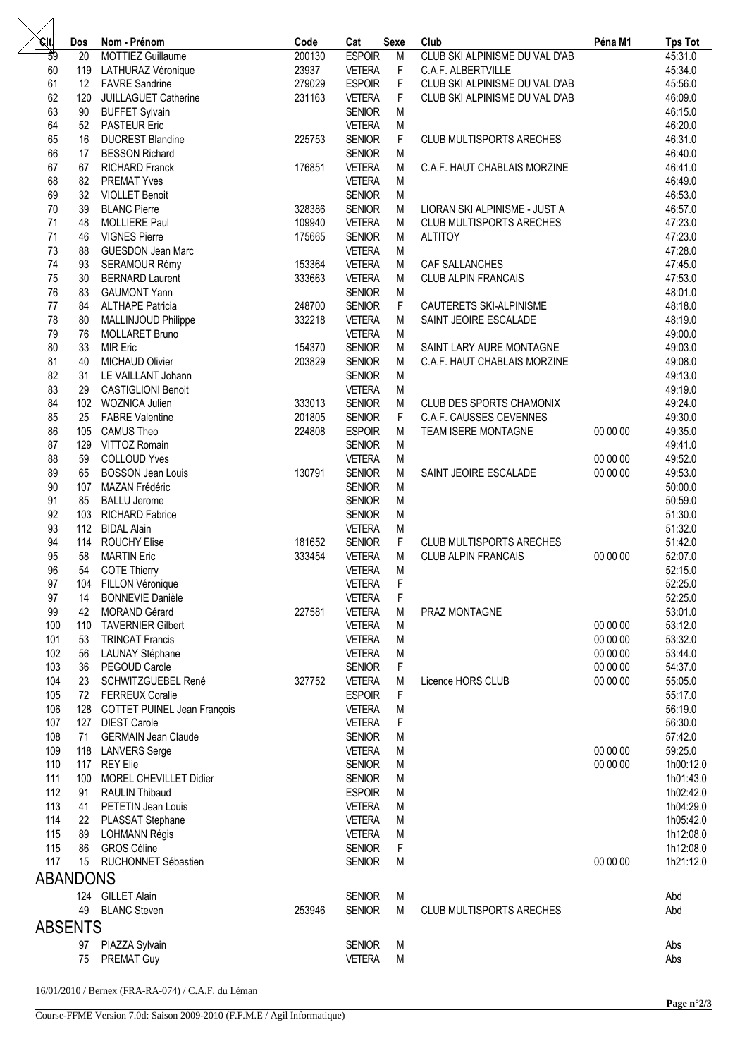| Clt | Dos | Nom - Prénom | Code | Cat | Sexe | Club | Péna M1 | Tps Tot |
|---|---|---|---|---|---|---|---|---|
| 59 | 20 | MOTTIEZ Guillaume | 200130 | ESPOIR | M | CLUB SKI ALPINISME DU VAL D'AB | | 45:31.0 |
| 60 | 119 | LATHURAZ Véronique | 23937 | VETERA | F | C.A.F. ALBERTVILLE | | 45:34.0 |
| 61 | 12 | FAVRE Sandrine | 279029 | ESPOIR | F | CLUB SKI ALPINISME DU VAL D'AB | | 45:56.0 |
| 62 | 120 | JUILLAGUET Catherine | 231163 | VETERA | F | CLUB SKI ALPINISME DU VAL D'AB | | 46:09.0 |
| 63 | 90 | BUFFET Sylvain | | SENIOR | M | | | 46:15.0 |
| 64 | 52 | PASTEUR Eric | | VETERA | M | | | 46:20.0 |
| 65 | 16 | DUCREST Blandine | 225753 | SENIOR | F | CLUB MULTISPORTS ARECHES | | 46:31.0 |
| 66 | 17 | BESSON Richard | | SENIOR | M | | | 46:40.0 |
| 67 | 67 | RICHARD Franck | 176851 | VETERA | M | C.A.F. HAUT CHABLAIS MORZINE | | 46:41.0 |
| 68 | 82 | PREMAT Yves | | VETERA | M | | | 46:49.0 |
| 69 | 32 | VIOLLET Benoit | | SENIOR | M | | | 46:53.0 |
| 70 | 39 | BLANC Pierre | 328386 | SENIOR | M | LIORAN SKI ALPINISME - JUST A | | 46:57.0 |
| 71 | 48 | MOLLIERE Paul | 109940 | VETERA | M | CLUB MULTISPORTS ARECHES | | 47:23.0 |
| 71 | 46 | VIGNES Pierre | 175665 | SENIOR | M | ALTITOY | | 47:23.0 |
| 73 | 88 | GUESDON Jean Marc | | VETERA | M | | | 47:28.0 |
| 74 | 93 | SERAMOUR Rémy | 153364 | VETERA | M | CAF SALLANCHES | | 47:45.0 |
| 75 | 30 | BERNARD Laurent | 333663 | VETERA | M | CLUB ALPIN FRANCAIS | | 47:53.0 |
| 76 | 83 | GAUMONT Yann | | SENIOR | M | | | 48:01.0 |
| 77 | 84 | ALTHAPE Patricia | 248700 | SENIOR | F | CAUTERETS SKI-ALPINISME | | 48:18.0 |
| 78 | 80 | MALLINJOUD Philippe | 332218 | VETERA | M | SAINT JEOIRE ESCALADE | | 48:19.0 |
| 79 | 76 | MOLLARET Bruno | | VETERA | M | | | 49:00.0 |
| 80 | 33 | MIR Eric | 154370 | SENIOR | M | SAINT LARY AURE MONTAGNE | | 49:03.0 |
| 81 | 40 | MICHAUD Olivier | 203829 | SENIOR | M | C.A.F. HAUT CHABLAIS MORZINE | | 49:08.0 |
| 82 | 31 | LE VAILLANT Johann | | SENIOR | M | | | 49:13.0 |
| 83 | 29 | CASTIGLIONI Benoit | | VETERA | M | | | 49:19.0 |
| 84 | 102 | WOZNICA Julien | 333013 | SENIOR | M | CLUB DES SPORTS CHAMONIX | | 49:24.0 |
| 85 | 25 | FABRE Valentine | 201805 | SENIOR | F | C.A.F. CAUSSES CEVENNES | | 49:30.0 |
| 86 | 105 | CAMUS Theo | 224808 | ESPOIR | M | TEAM ISERE MONTAGNE | 00 00 00 | 49:35.0 |
| 87 | 129 | VITTOZ Romain | | SENIOR | M | | | 49:41.0 |
| 88 | 59 | COLLOUD Yves | | VETERA | M | | 00 00 00 | 49:52.0 |
| 89 | 65 | BOSSON Jean Louis | 130791 | SENIOR | M | SAINT JEOIRE ESCALADE | 00 00 00 | 49:53.0 |
| 90 | 107 | MAZAN Frédéric | | SENIOR | M | | | 50:00.0 |
| 91 | 85 | BALLU Jerome | | SENIOR | M | | | 50:59.0 |
| 92 | 103 | RICHARD Fabrice | | SENIOR | M | | | 51:30.0 |
| 93 | 112 | BIDAL Alain | | VETERA | M | | | 51:32.0 |
| 94 | 114 | ROUCHY Elise | 181652 | SENIOR | F | CLUB MULTISPORTS ARECHES | | 51:42.0 |
| 95 | 58 | MARTIN Eric | 333454 | VETERA | M | CLUB ALPIN FRANCAIS | 00 00 00 | 52:07.0 |
| 96 | 54 | COTE Thierry | | VETERA | M | | | 52:15.0 |
| 97 | 104 | FILLON Véronique | | VETERA | F | | | 52:25.0 |
| 97 | 14 | BONNEVIE Danièle | | VETERA | F | | | 52:25.0 |
| 99 | 42 | MORAND Gérard | 227581 | VETERA | M | PRAZ MONTAGNE | | 53:01.0 |
| 100 | 110 | TAVERNIER Gilbert | | VETERA | M | | 00 00 00 | 53:12.0 |
| 101 | 53 | TRINCAT Francis | | VETERA | M | | 00 00 00 | 53:32.0 |
| 102 | 56 | LAUNAY Stéphane | | VETERA | M | | 00 00 00 | 53:44.0 |
| 103 | 36 | PEGOUD Carole | | SENIOR | F | | 00 00 00 | 54:37.0 |
| 104 | 23 | SCHWITZGUEBEL René | 327752 | VETERA | M | Licence HORS CLUB | 00 00 00 | 55:05.0 |
| 105 | 72 | FERREUX Coralie | | ESPOIR | F | | | 55:17.0 |
| 106 | 128 | COTTET PUINEL Jean François | | VETERA | M | | | 56:19.0 |
| 107 | 127 | DIEST Carole | | VETERA | F | | | 56:30.0 |
| 108 | 71 | GERMAIN Jean Claude | | SENIOR | M | | | 57:42.0 |
| 109 | 118 | LANVERS Serge | | VETERA | M | | 00 00 00 | 59:25.0 |
| 110 | 117 | REY Elie | | SENIOR | M | | 00 00 00 | 1h00:12.0 |
| 111 | 100 | MOREL CHEVILLET Didier | | SENIOR | M | | | 1h01:43.0 |
| 112 | 91 | RAULIN Thibaud | | ESPOIR | M | | | 1h02:42.0 |
| 113 | 41 | PETETIN Jean Louis | | VETERA | M | | | 1h04:29.0 |
| 114 | 22 | PLASSAT Stephane | | VETERA | M | | | 1h05:42.0 |
| 115 | 89 | LOHMANN Régis | | VETERA | M | | | 1h12:08.0 |
| 115 | 86 | GROS Céline | | SENIOR | F | | | 1h12:08.0 |
| 117 | 15 | RUCHONNET Sébastien | | SENIOR | M | | 00 00 00 | 1h21:12.0 |

## ABANDONS

| Clt | Dos | Nom - Prénom | Code | Cat | Sexe | Club | Péna M1 | Tps Tot |
|---|---|---|---|---|---|---|---|---|
| | 124 | GILLET Alain | | SENIOR | M | | | Abd |
| | 49 | BLANC Steven | 253946 | SENIOR | M | CLUB MULTISPORTS ARECHES | | Abd |

## ABSENTS

| Clt | Dos | Nom - Prénom | Code | Cat | Sexe | Club | Péna M1 | Tps Tot |
|---|---|---|---|---|---|---|---|---|
| | 97 | PIAZZA Sylvain | | SENIOR | M | | | Abs |
| | 75 | PREMAT Guy | | VETERA | M | | | Abs |

16/01/2010 / Bernex (FRA-RA-074) / C.A.F. du Léman

Course-FFME Version 7.0d: Saison 2009-2010 (F.F.M.E / Agil Informatique)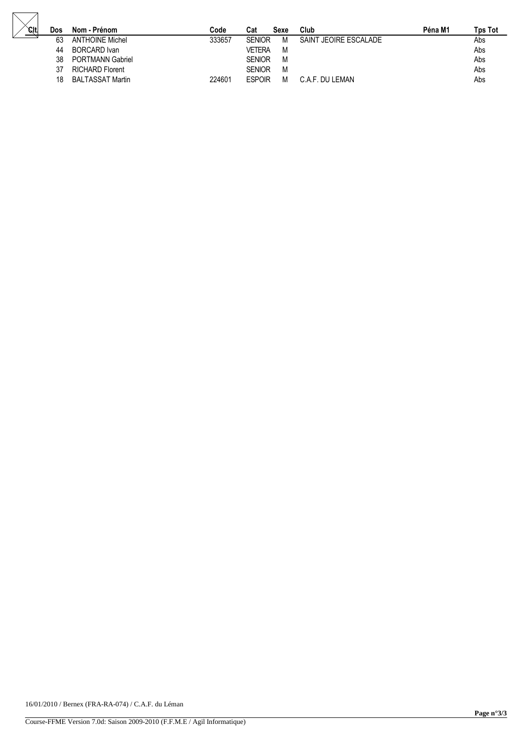| Clt. | Dos | Nom - Prénom | Code | Cat | Sexe | Club | Péna M1 | Tps Tot |
|---|---|---|---|---|---|---|---|---|
| | 63 | ANTHOINE Michel | 333657 | SENIOR | M | SAINT JEOIRE ESCALADE | | Abs |
| | 44 | BORCARD Ivan | | VETERA | M | | | Abs |
| | 38 | PORTMANN Gabriel | | SENIOR | M | | | Abs |
| | 37 | RICHARD Florent | | SENIOR | M | | | Abs |
| | 18 | BALTASSAT Martin | 224601 | ESPOIR | M | C.A.F. DU LEMAN | | Abs |

16/01/2010 / Bernex (FRA-RA-074) / C.A.F. du Léman

Course-FFME Version 7.0d: Saison 2009-2010 (F.F.M.E / Agil Informatique)